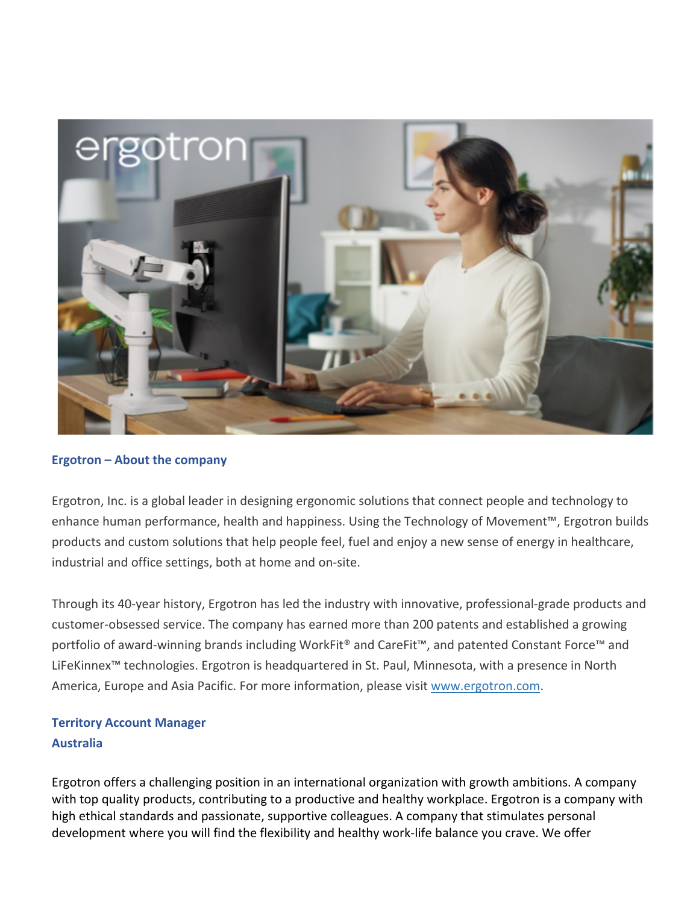## Ergotron – About the company

Ergotron, Inc. is a global leader in designing ergonomic solutions that connect people and technology to enhance human performance, health and happiness. Using the Technology of Movement™, Ergotron builds products and custom solutions that help people feel, fuel and enjoy a new sense of energy in healthcare, industrial and office settings, both at home and on-site.

Through its 40-year history, Ergotron has led the industry with innovative, professional-grade products and customer-obsessed service. The company has earned more than 200 patents and established a growing portfolio of award-winning brands including WorkFit® and CareFit™, and patented Constant Force™ and LiFeKinnex™ technologies. Ergotron is headquartered in St. Paul, Minnesota, with a presence in North America, Europe and Asia Pacific. For more information, please visit [www.ergotron.com](http://www.ergotron.com).

## Territory Account Manager
## Australia

Ergotron offers a challenging position in an international organization with growth ambitions. A company with top quality products, contributing to a productive and healthy workplace. Ergotron is a company with high ethical standards and passionate, supportive colleagues. A company that stimulates personal development where you will find the flexibility and healthy work-life balance you crave. We offer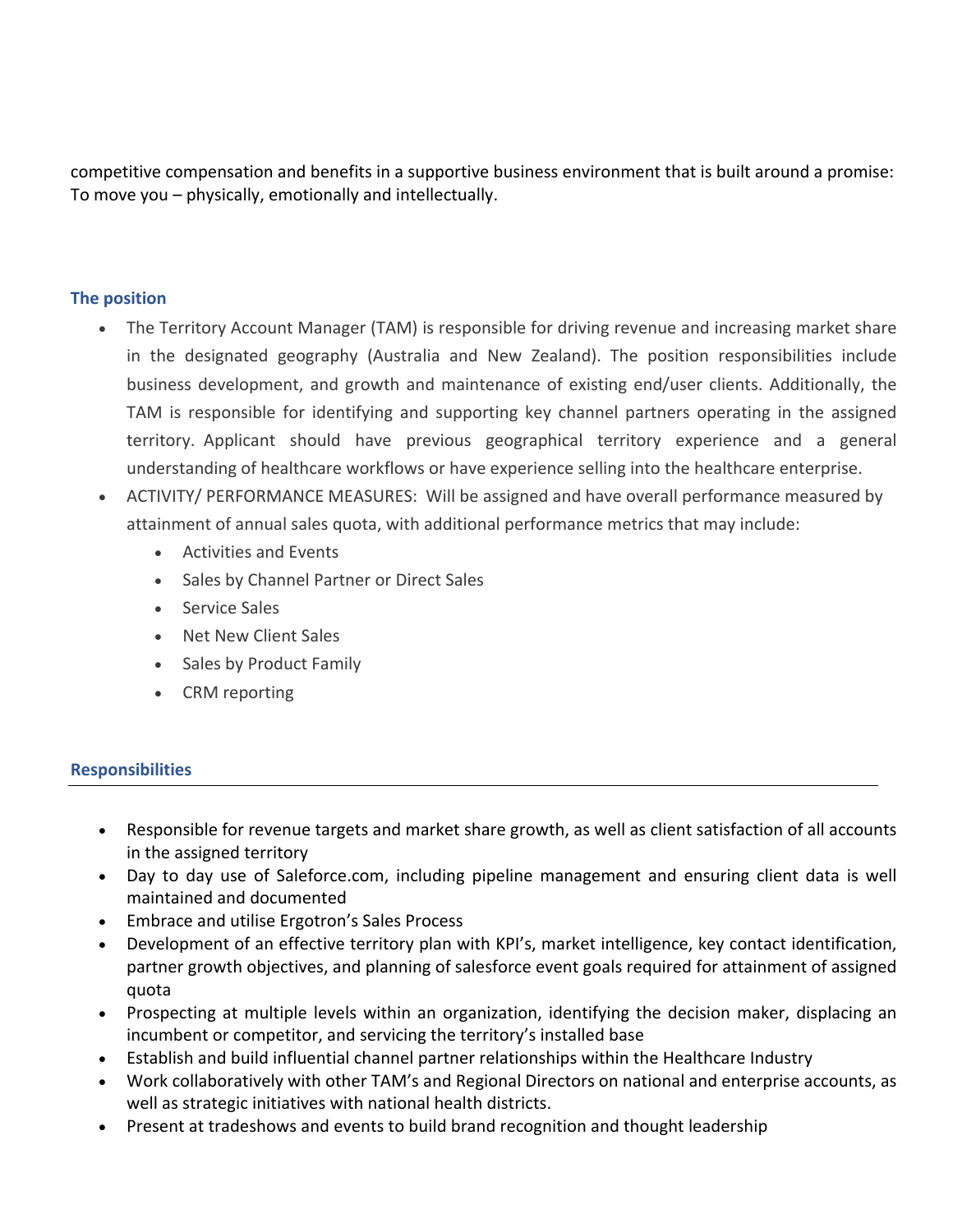competitive compensation and benefits in a supportive business environment that is built around a promise: To move you – physically, emotionally and intellectually.

## The position

- The Territory Account Manager (TAM) is responsible for driving revenue and increasing market share in the designated geography (Australia and New Zealand). The position responsibilities include business development, and growth and maintenance of existing end/user clients. Additionally, the TAM is responsible for identifying and supporting key channel partners operating in the assigned territory. Applicant should have previous geographical territory experience and a general understanding of healthcare workflows or have experience selling into the healthcare enterprise.
- ACTIVITY/ PERFORMANCE MEASURES: Will be assigned and have overall performance measured by attainment of annual sales quota, with additional performance metrics that may include:
  - Activities and Events
  - Sales by Channel Partner or Direct Sales
  - Service Sales
  - Net New Client Sales
  - Sales by Product Family
  - CRM reporting

## Responsibilities

- Responsible for revenue targets and market share growth, as well as client satisfaction of all accounts in the assigned territory
- Day to day use of Saleforce.com, including pipeline management and ensuring client data is well maintained and documented
- Embrace and utilise Ergotron's Sales Process
- Development of an effective territory plan with KPI's, market intelligence, key contact identification, partner growth objectives, and planning of salesforce event goals required for attainment of assigned quota
- Prospecting at multiple levels within an organization, identifying the decision maker, displacing an incumbent or competitor, and servicing the territory's installed base
- Establish and build influential channel partner relationships within the Healthcare Industry
- Work collaboratively with other TAM's and Regional Directors on national and enterprise accounts, as well as strategic initiatives with national health districts.
- Present at tradeshows and events to build brand recognition and thought leadership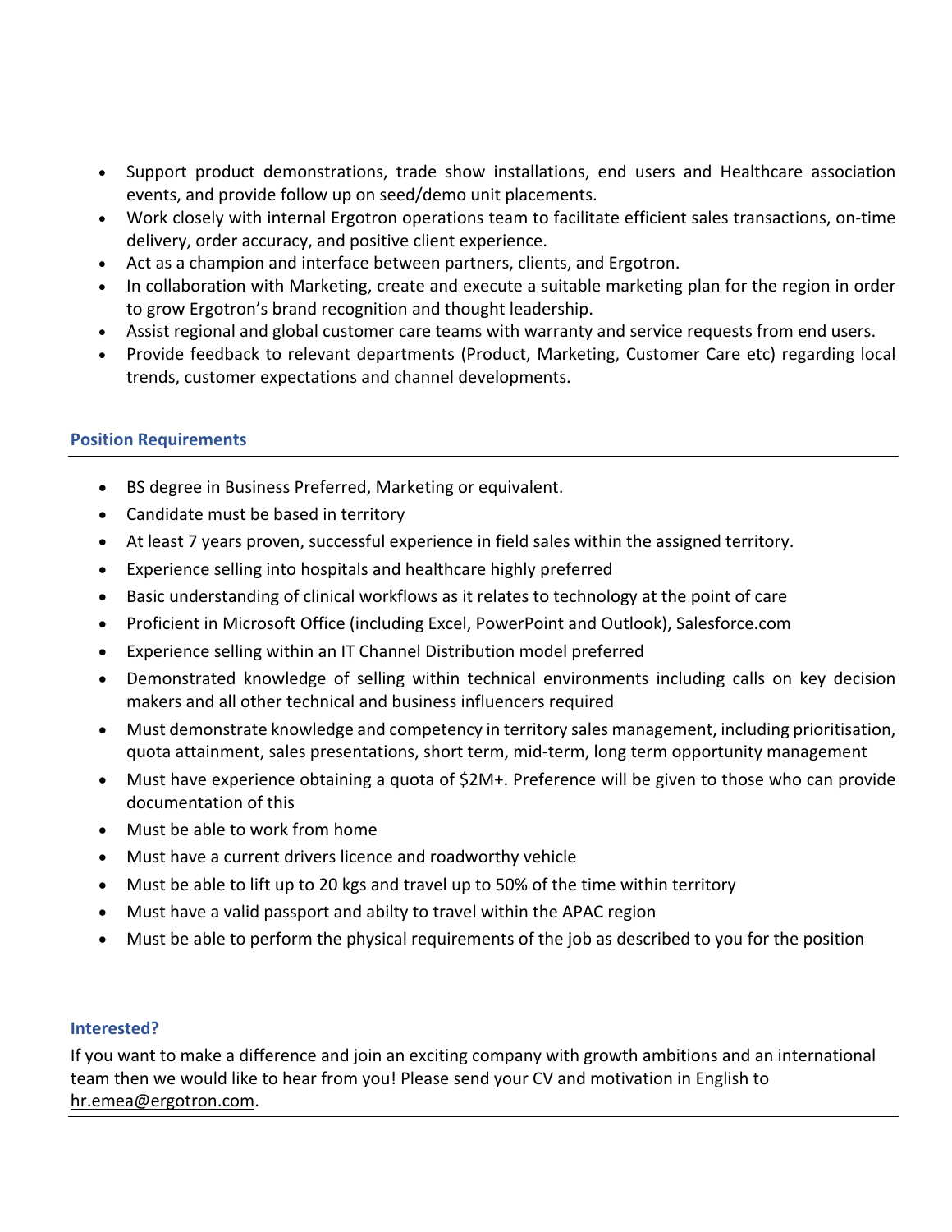- Support product demonstrations, trade show installations, end users and Healthcare association events, and provide follow up on seed/demo unit placements.
- Work closely with internal Ergotron operations team to facilitate efficient sales transactions, on-time delivery, order accuracy, and positive client experience.
- Act as a champion and interface between partners, clients, and Ergotron.
- In collaboration with Marketing, create and execute a suitable marketing plan for the region in order to grow Ergotron's brand recognition and thought leadership.
- Assist regional and global customer care teams with warranty and service requests from end users.
- Provide feedback to relevant departments (Product, Marketing, Customer Care etc) regarding local trends, customer expectations and channel developments.

### Position Requirements

- BS degree in Business Preferred, Marketing or equivalent.
- Candidate must be based in territory
- At least 7 years proven, successful experience in field sales within the assigned territory.
- Experience selling into hospitals and healthcare highly preferred
- Basic understanding of clinical workflows as it relates to technology at the point of care
- Proficient in Microsoft Office (including Excel, PowerPoint and Outlook), Salesforce.com
- Experience selling within an IT Channel Distribution model preferred
- Demonstrated knowledge of selling within technical environments including calls on key decision makers and all other technical and business influencers required
- Must demonstrate knowledge and competency in territory sales management, including prioritisation, quota attainment, sales presentations, short term, mid-term, long term opportunity management
- Must have experience obtaining a quota of $2M+. Preference will be given to those who can provide documentation of this
- Must be able to work from home
- Must have a current drivers licence and roadworthy vehicle
- Must be able to lift up to 20 kgs and travel up to 50% of the time within territory
- Must have a valid passport and abilty to travel within the APAC region
- Must be able to perform the physical requirements of the job as described to you for the position

### Interested?

If you want to make a difference and join an exciting company with growth ambitions and an international team then we would like to hear from you! Please send your CV and motivation in English to hr.emea@ergotron.com.